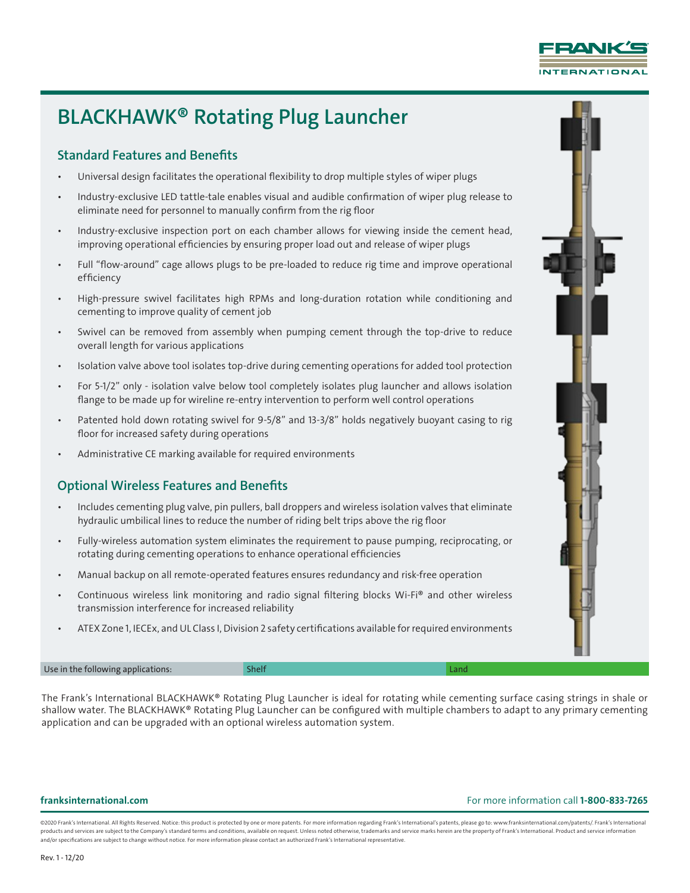# BLACKHAWK® Rotating Plug Launcher

## Standard Features and Benefits

- Universal design facilitates the operational flexibility to drop multiple styles of wiper plugs
- Industry-exclusive LED tattle-tale enables visual and audible confirmation of wiper plug release to eliminate need for personnel to manually confirm from the rig floor
- Industry-exclusive inspection port on each chamber allows for viewing inside the cement head, improving operational efficiencies by ensuring proper load out and release of wiper plugs
- Full "flow-around" cage allows plugs to be pre-loaded to reduce rig time and improve operational efficiency
- High-pressure swivel facilitates high RPMs and long-duration rotation while conditioning and cementing to improve quality of cement job
- Swivel can be removed from assembly when pumping cement through the top-drive to reduce overall length for various applications
- Isolation valve above tool isolates top-drive during cementing operations for added tool protection
- For 5-1/2" only - isolation valve below tool completely isolates plug launcher and allows isolation flange to be made up for wireline re-entry intervention to perform well control operations
- Patented hold down rotating swivel for 9-5/8" and 13-3/8" holds negatively buoyant casing to rig floor for increased safety during operations
- Administrative CE marking available for required environments

## Optional Wireless Features and Benefits

- Includes cementing plug valve, pin pullers, ball droppers and wireless isolation valves that eliminate hydraulic umbilical lines to reduce the number of riding belt trips above the rig floor
- Fully-wireless automation system eliminates the requirement to pause pumping, reciprocating, or rotating during cementing operations to enhance operational efficiencies
- Manual backup on all remote-operated features ensures redundancy and risk-free operation
- Continuous wireless link monitoring and radio signal filtering blocks Wi-Fi® and other wireless transmission interference for increased reliability
- ATEX Zone 1, IECEx, and UL Class I, Division 2 safety certifications available for required environments

| Use in the following applications: | Shelf | Land |
|---|---|---|

The Frank's International BLACKHAWK® Rotating Plug Launcher is ideal for rotating while cementing surface casing strings in shale or shallow water. The BLACKHAWK® Rotating Plug Launcher can be configured with multiple chambers to adapt to any primary cementing application and can be upgraded with an optional wireless automation system.

**franksinternational.com**

For more information call **1-800-833-7265**

©2020 Frank's International. All Rights Reserved. Notice: this product is protected by one or more patents. For more information regarding Frank's International's patents, please go to: www.franksinternational.com/patents/. Frank's International products and services are subject to the Company's standard terms and conditions, available on request. Unless noted otherwise, trademarks and service marks herein are the property of Frank's International. Product and service information and/or specifications are subject to change without notice. For more information please contact an authorized Frank's International representative.

Rev. 1 - 12/20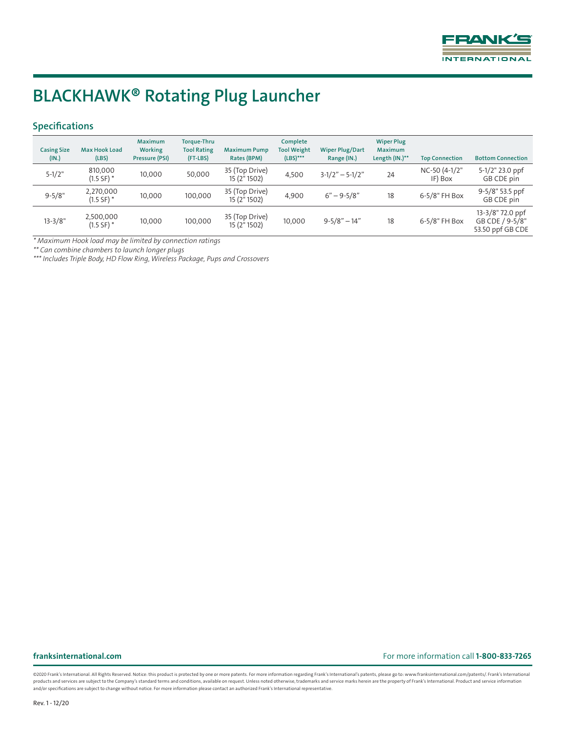# BLACKHAWK® Rotating Plug Launcher

## Specifications

| Casing Size (IN.) | Max Hook Load (LBS) | Maximum Working Pressure (PSI) | Torque-Thru Tool Rating (FT-LBS) | Maximum Pump Rates (BPM) | Complete Tool Weight (LBS)*** | Wiper Plug/Dart Range (IN.) | Wiper Plug Maximum Length (IN.)** | Top Connection | Bottom Connection |
|---|---|---|---|---|---|---|---|---|---|
| 5-1/2" | 810,000 (1.5 SF) * | 10,000 | 50,000 | 35 (Top Drive) 15 (2" 1502) | 4,500 | 3-1/2" – 5-1/2" | 24 | NC-50 (4-1/2" IF) Box | 5-1/2" 23.0 ppf GB CDE pin |
| 9-5/8" | 2,270,000 (1.5 SF) * | 10,000 | 100,000 | 35 (Top Drive) 15 (2" 1502) | 4,900 | 6" – 9-5/8" | 18 | 6-5/8" FH Box | 9-5/8" 53.5 ppf GB CDE pin |
| 13-3/8" | 2,500,000 (1.5 SF) * | 10,000 | 100,000 | 35 (Top Drive) 15 (2" 1502) | 10,000 | 9-5/8" – 14" | 18 | 6-5/8" FH Box | 13-3/8" 72.0 ppf GB CDE / 9-5/8" 53.50 ppf GB CDE |

*\* Maximum Hook load may be limited by connection ratings*

*\*\* Can combine chambers to launch longer plugs*

*\*\*\* Includes Triple Body, HD Flow Ring, Wireless Package, Pups and Crossovers*

**franksinternational.com**

For more information call **1-800-833-7265**

©2020 Frank's International. All Rights Reserved. Notice: this product is protected by one or more patents. For more information regarding Frank's International's patents, please go to: www.franksinternational.com/patents/. Frank's International products and services are subject to the Company's standard terms and conditions, available on request. Unless noted otherwise, trademarks and service marks herein are the property of Frank's International. Product and service information and/or specifications are subject to change without notice. For more information please contact an authorized Frank's International representative.

Rev. 1 - 12/20